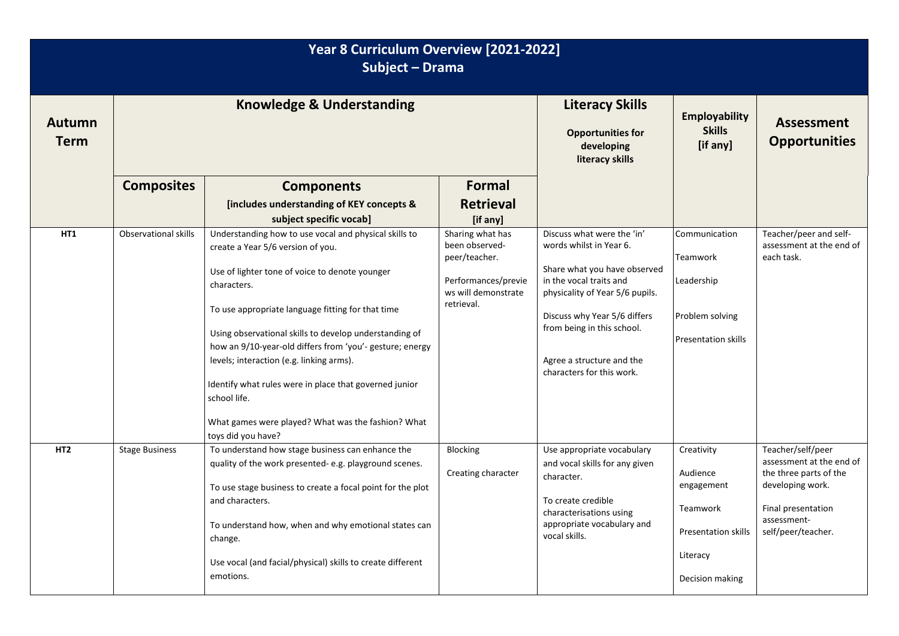# Year 8 Curriculum Overview [2021-2022]
## Subject – Drama

| Autumn Term | Knowledge & Understanding | | | Literacy Skills<br><br>Opportunities for developing literacy skills | Employability Skills [if any] | Assessment Opportunities |
|---|---|---|---|---|---|---|
| | **Composites** | **Components**<br>[includes understanding of KEY concepts & subject specific vocab] | **Formal Retrieval** [if any] | | | |
| **HT1** | Observational skills | Understanding how to use vocal and physical skills to create a Year 5/6 version of you.<br><br>Use of lighter tone of voice to denote younger characters.<br><br>To use appropriate language fitting for that time<br><br>Using observational skills to develop understanding of how an 9/10-year-old differs from 'you'- gesture; energy levels; interaction (e.g. linking arms).<br><br>Identify what rules were in place that governed junior school life.<br><br>What games were played? What was the fashion? What toys did you have? | Sharing what has been observed- peer/teacher.<br><br>Performances/previews will demonstrate retrieval. | Discuss what were the 'in' words whilst in Year 6.<br><br>Share what you have observed in the vocal traits and physicality of Year 5/6 pupils.<br><br>Discuss why Year 5/6 differs from being in this school.<br><br>Agree a structure and the characters for this work. | Communication<br><br>Teamwork<br><br>Leadership<br><br>Problem solving<br><br>Presentation skills | Teacher/peer and self-assessment at the end of each task. |
| **HT2** | Stage Business | To understand how stage business can enhance the quality of the work presented- e.g. playground scenes.<br><br>To use stage business to create a focal point for the plot and characters.<br><br>To understand how, when and why emotional states can change.<br><br>Use vocal (and facial/physical) skills to create different emotions. | Blocking<br><br>Creating character | Use appropriate vocabulary and vocal skills for any given character.<br><br>To create credible characterisations using appropriate vocabulary and vocal skills. | Creativity<br><br>Audience engagement<br><br>Teamwork<br><br>Presentation skills<br><br>Literacy<br><br>Decision making | Teacher/self/peer assessment at the end of the three parts of the developing work.<br><br>Final presentation assessment- self/peer/teacher. |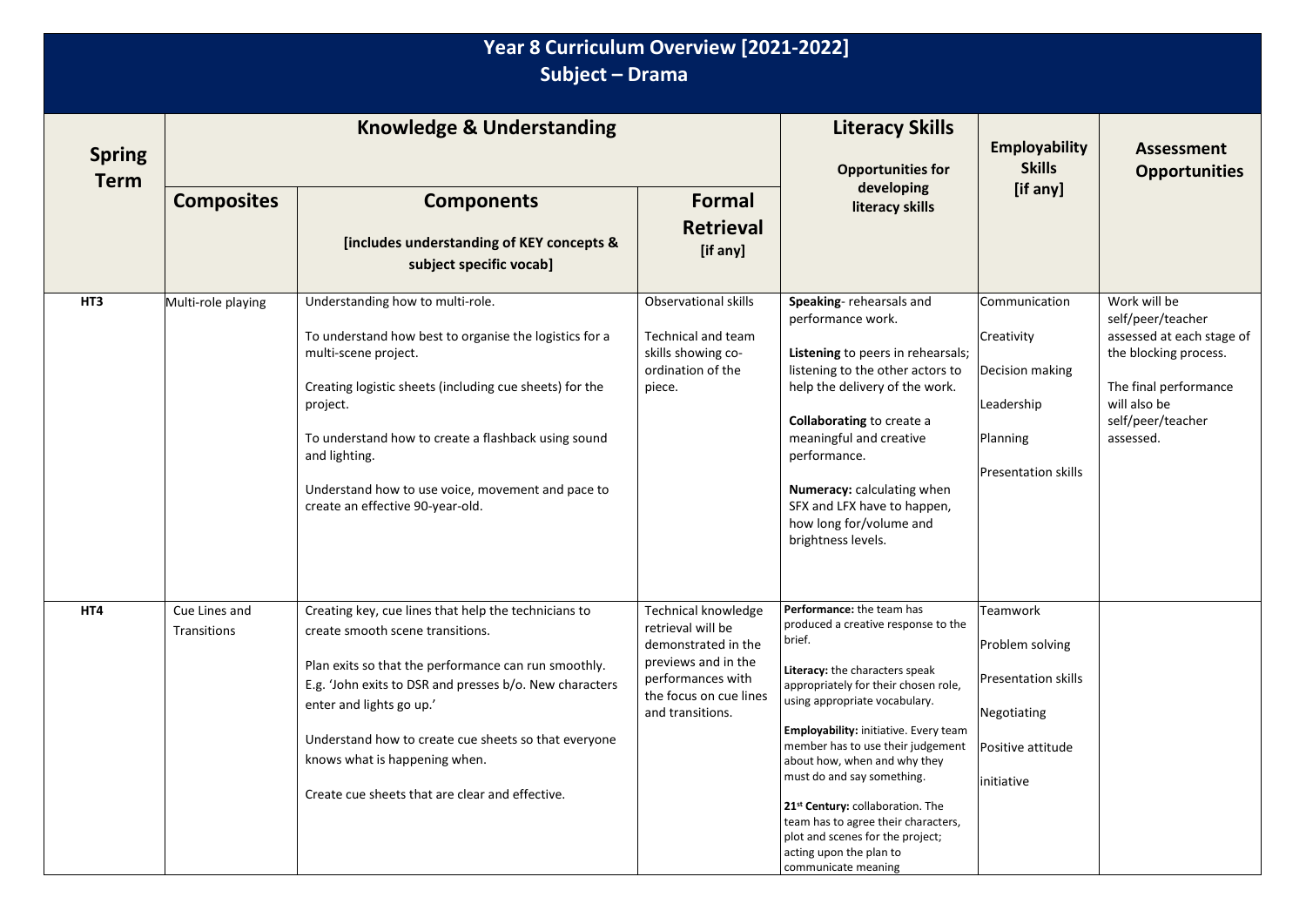# Year 8 Curriculum Overview [2021-2022]
## Subject – Drama

| Spring Term | Knowledge & Understanding | | | Literacy Skills | Employability Skills [if any] | Assessment Opportunities |
|---|---|---|---|---|---|---|
| | **Composites** | **Components** [includes understanding of KEY concepts & subject specific vocab] | **Formal Retrieval** [if any] | **Opportunities for developing literacy skills** | | |
| **HT3** | Multi-role playing | Understanding how to multi-role.<br><br>To understand how best to organise the logistics for a multi-scene project.<br><br>Creating logistic sheets (including cue sheets) for the project.<br><br>To understand how to create a flashback using sound and lighting.<br><br>Understand how to use voice, movement and pace to create an effective 90-year-old. | Observational skills<br><br>Technical and team skills showing co-ordination of the piece. | **Speaking**- rehearsals and performance work.<br><br>**Listening** to peers in rehearsals; listening to the other actors to help the delivery of the work.<br><br>**Collaborating** to create a meaningful and creative performance.<br><br>**Numeracy:** calculating when SFX and LFX have to happen, how long for/volume and brightness levels. | Communication<br><br>Creativity<br><br>Decision making<br><br>Leadership<br><br>Planning<br><br>Presentation skills | Work will be self/peer/teacher assessed at each stage of the blocking process.<br><br>The final performance will also be self/peer/teacher assessed. |
| **HT4** | Cue Lines and Transitions | Creating key, cue lines that help the technicians to create smooth scene transitions.<br><br>Plan exits so that the performance can run smoothly. E.g. 'John exits to DSR and presses b/o. New characters enter and lights go up.'<br><br>Understand how to create cue sheets so that everyone knows what is happening when.<br><br>Create cue sheets that are clear and effective. | Technical knowledge retrieval will be demonstrated in the previews and in the performances with the focus on cue lines and transitions. | **Performance:** the team has produced a creative response to the brief.<br><br>**Literacy:** the characters speak appropriately for their chosen role, using appropriate vocabulary.<br><br>**Employability:** initiative. Every team member has to use their judgement about how, when and why they must do and say something.<br><br>**21st Century:** collaboration. The team has to agree their characters, plot and scenes for the project; acting upon the plan to communicate meaning | Teamwork<br><br>Problem solving<br><br>Presentation skills<br><br>Negotiating<br><br>Positive attitude<br><br>initiative | |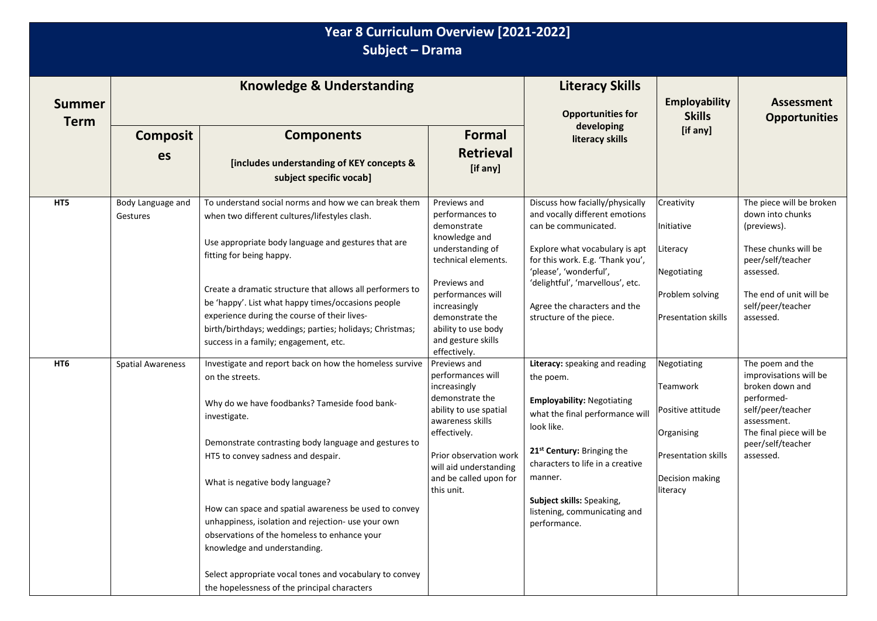# Year 8 Curriculum Overview [2021-2022]
## Subject – Drama

| Summer Term | Knowledge & Understanding | | | Literacy Skills<br><br>Opportunities for developing literacy skills | Employability Skills [if any] | Assessment Opportunities |
|---|---|---|---|---|---|---|
| | **Composites** | **Components**<br><br>**[includes understanding of KEY concepts & subject specific vocab]** | **Formal Retrieval [if any]** | | | |
| **HT5** | Body Language and Gestures | To understand social norms and how we can break them when two different cultures/lifestyles clash.<br><br>Use appropriate body language and gestures that are fitting for being happy.<br><br>Create a dramatic structure that allows all performers to be 'happy'. List what happy times/occasions people experience during the course of their lives- birth/birthdays; weddings; parties; holidays; Christmas; success in a family; engagement, etc. | Previews and performances to demonstrate knowledge and understanding of technical elements.<br><br>Previews and performances will increasingly demonstrate the ability to use body and gesture skills effectively. | Discuss how facially/physically and vocally different emotions can be communicated.<br><br>Explore what vocabulary is apt for this work. E.g. 'Thank you', 'please', 'wonderful', 'delightful', 'marvellous', etc.<br><br>Agree the characters and the structure of the piece. | Creativity<br><br>Initiative<br><br>Literacy<br><br>Negotiating<br><br>Problem solving<br><br>Presentation skills | The piece will be broken down into chunks (previews).<br><br>These chunks will be peer/self/teacher assessed.<br><br>The end of unit will be self/peer/teacher assessed. |
| **HT6** | Spatial Awareness | Investigate and report back on how the homeless survive on the streets.<br><br>Why do we have foodbanks? Tameside food bank- investigate.<br><br>Demonstrate contrasting body language and gestures to HT5 to convey sadness and despair.<br><br>What is negative body language?<br><br>How can space and spatial awareness be used to convey unhappiness, isolation and rejection- use your own observations of the homeless to enhance your knowledge and understanding.<br><br>Select appropriate vocal tones and vocabulary to convey the hopelessness of the principal characters | Previews and performances will increasingly demonstrate the ability to use spatial awareness skills effectively.<br><br>Prior observation work will aid understanding and be called upon for this unit. | **Literacy:** speaking and reading the poem.<br><br>**Employability:** Negotiating what the final performance will look like.<br><br>**21st Century:** Bringing the characters to life in a creative manner.<br><br>**Subject skills:** Speaking, listening, communicating and performance. | Negotiating<br><br>Teamwork<br><br>Positive attitude<br><br>Organising<br><br>Presentation skills<br><br>Decision making literacy | The poem and the improvisations will be broken down and performed- self/peer/teacher assessment.<br>The final piece will be peer/self/teacher assessed. |